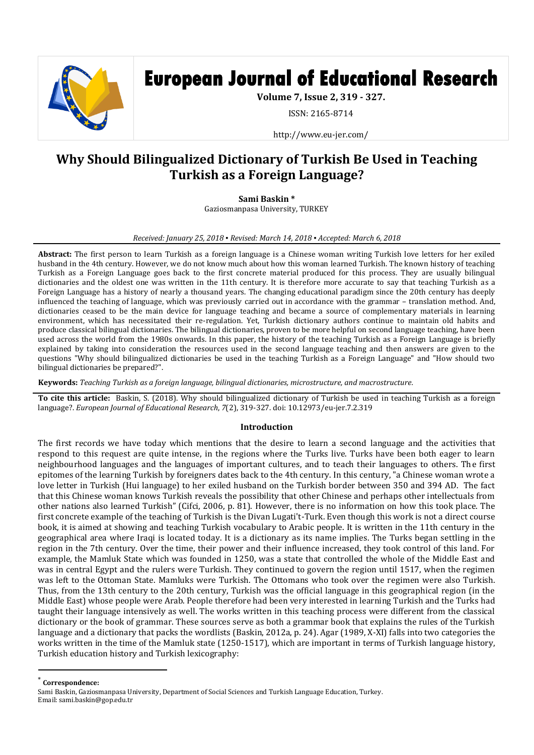# Why Should Bilingualized Dictionary of Turkish Be Used in Teaching Turkish as a Foreign Language?

**Sami Baskin \***
Gaziosmanpasa University, TURKEY

*Received: January 25, 2018 ▪ Revised: March 14, 2018 ▪ Accepted: March 6, 2018*

**Abstract:** The first person to learn Turkish as a foreign language is a Chinese woman writing Turkish love letters for her exiled husband in the 4th century. However, we do not know much about how this woman learned Turkish. The known history of teaching Turkish as a Foreign Language goes back to the first concrete material produced for this process. They are usually bilingual dictionaries and the oldest one was written in the 11th century. It is therefore more accurate to say that teaching Turkish as a Foreign Language has a history of nearly a thousand years. The changing educational paradigm since the 20th century has deeply influenced the teaching of language, which was previously carried out in accordance with the grammar – translation method. And, dictionaries ceased to be the main device for language teaching and became a source of complementary materials in learning environment, which has necessitated their re-regulation. Yet, Turkish dictionary authors continue to maintain old habits and produce classical bilingual dictionaries. The bilingual dictionaries, proven to be more helpful on second language teaching, have been used across the world from the 1980s onwards. In this paper, the history of the teaching Turkish as a Foreign Language is briefly explained by taking into consideration the resources used in the second language teaching and then answers are given to the questions "Why should bilingualized dictionaries be used in the teaching Turkish as a Foreign Language" and "How should two bilingual dictionaries be prepared?".

**Keywords:** *Teaching Turkish as a foreign language, bilingual dictionaries, microstructure, and macrostructure.*

**To cite this article:** Baskin, S. (2018). Why should bilingualized dictionary of Turkish be used in teaching Turkish as a foreign language?. *European Journal of Educational Research*, *7*(2), 319-327. doi: 10.12973/eu-jer.7.2.319

## Introduction

The first records we have today which mentions that the desire to learn a second language and the activities that respond to this request are quite intense, in the regions where the Turks live. Turks have been both eager to learn neighbourhood languages and the languages of important cultures, and to teach their languages to others. The first epitomes of the learning Turkish by foreigners dates back to the 4th century. In this century, "a Chinese woman wrote a love letter in Turkish (Hui language) to her exiled husband on the Turkish border between 350 and 394 AD. The fact that this Chinese woman knows Turkish reveals the possibility that other Chinese and perhaps other intellectuals from other nations also learned Turkish" (Cifci, 2006, p. 81). However, there is no information on how this took place. The first concrete example of the teaching of Turkish is the Divan Lugati't-Turk. Even though this work is not a direct course book, it is aimed at showing and teaching Turkish vocabulary to Arabic people. It is written in the 11th century in the geographical area where Iraqi is located today. It is a dictionary as its name implies. The Turks began settling in the region in the 7th century. Over the time, their power and their influence increased, they took control of this land. For example, the Mamluk State which was founded in 1250, was a state that controlled the whole of the Middle East and was in central Egypt and the rulers were Turkish. They continued to govern the region until 1517, when the regimen was left to the Ottoman State. Mamluks were Turkish. The Ottomans who took over the regimen were also Turkish. Thus, from the 13th century to the 20th century, Turkish was the official language in this geographical region (in the Middle East) whose people were Arab. People therefore had been very interested in learning Turkish and the Turks had taught their language intensively as well. The works written in this teaching process were different from the classical dictionary or the book of grammar. These sources serve as both a grammar book that explains the rules of the Turkish language and a dictionary that packs the wordlists (Baskin, 2012a, p. 24). Agar (1989, X-XI) falls into two categories the works written in the time of the Mamluk state (1250-1517), which are important in terms of Turkish language history, Turkish education history and Turkish lexicography:

---

\* **Correspondence:**
Sami Baskin, Gaziosmanpasa University, Department of Social Sciences and Turkish Language Education, Turkey.
Email: sami.baskin@gop.edu.tr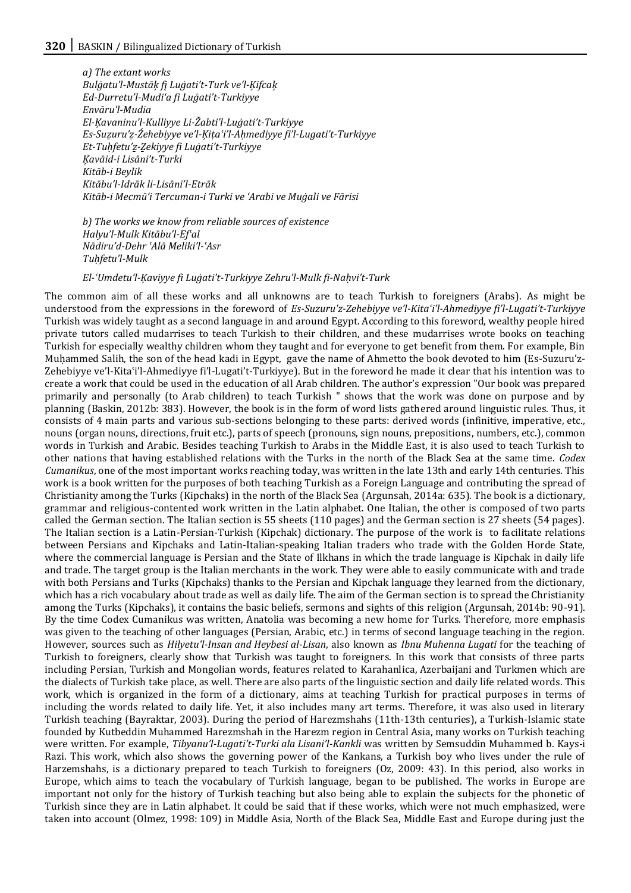*a) The extant works*
*Bulġatu'l-Mustāḳ fi Luġati't-Turk ve'l-Ḳifcaḳ*
*Ed-Durretu'l-Mudi'a fi Luġati't-Turkiyye*
*Envāru'l-Mudia*
*El-Ḳavaninu'l-Kulliyye Li-Žabti'l-Luġati't-Turkiyye*
*Es-Suẓuru'ẓ-Źehebiyye ve'l-Ḳiṭa'i'l-Aḥmediyye fi'l-Lugati't-Turkiyye*
*Et-Tuḥfetu'ẓ-Ẓekiyye fi Luġati't-Turkiyye*
*Ḳavāid-i Lisāni't-Turki*
*Kitāb-i Beylik*
*Kitābu'l-Idrāk li-Lisāni'l-Etrāk*
*Kitāb-i Mecmū'i Tercuman-i Turki ve 'Arabi ve Muġali ve Fārisi*

*b) The works we know from reliable sources of existence*
*Halyu'l-Mulk Kitābu'l-Ef'al*
*Nādiru'd-Dehr 'Alā Meliki'l-'Asr*
*Tuḥfetu'l-Mulk*

*El-'Umdetu'l-Ḳaviyye fi Luġati't-Turkiyye Zehru'l-Mulk fi-Naḥvi't-Turk*

The common aim of all these works and all unknowns are to teach Turkish to foreigners (Arabs). As might be understood from the expressions in the foreword of *Es-Suzuru'z-Zehebiyye ve'l-Kita'i'l-Ahmediyye fi'l-Lugati't-Turkiyye* Turkish was widely taught as a second language in and around Egypt. According to this foreword, wealthy people hired private tutors called mudarrises to teach Turkish to their children, and these mudarrises wrote books on teaching Turkish for especially wealthy children whom they taught and for everyone to get benefit from them. For example, Bin Muḥammed Salih, the son of the head kadi in Egypt, gave the name of Ahmetto the book devoted to him (Es-Suzuru'z-Zehebiyye ve'l-Kita'i'l-Ahmediyye fi'l-Lugati't-Turkiyye). But in the foreword he made it clear that his intention was to create a work that could be used in the education of all Arab children. The author's expression "Our book was prepared primarily and personally (to Arab children) to teach Turkish " shows that the work was done on purpose and by planning (Baskin, 2012b: 383). However, the book is in the form of word lists gathered around linguistic rules. Thus, it consists of 4 main parts and various sub-sections belonging to these parts: derived words (infinitive, imperative, etc., nouns (organ nouns, directions, fruit etc.), parts of speech (pronouns, sign nouns, prepositions, numbers, etc.), common words in Turkish and Arabic. Besides teaching Turkish to Arabs in the Middle East, it is also used to teach Turkish to other nations that having established relations with the Turks in the north of the Black Sea at the same time. *Codex Cumanikus*, one of the most important works reaching today, was written in the late 13th and early 14th centuries. This work is a book written for the purposes of both teaching Turkish as a Foreign Language and contributing the spread of Christianity among the Turks (Kipchaks) in the north of the Black Sea (Argunsah, 2014a: 635). The book is a dictionary, grammar and religious-contented work written in the Latin alphabet. One Italian, the other is composed of two parts called the German section. The Italian section is 55 sheets (110 pages) and the German section is 27 sheets (54 pages). The Italian section is a Latin-Persian-Turkish (Kipchak) dictionary. The purpose of the work is to facilitate relations between Persians and Kipchaks and Latin-Italian-speaking Italian traders who trade with the Golden Horde State, where the commercial language is Persian and the State of Ilkhans in which the trade language is Kipchak in daily life and trade. The target group is the Italian merchants in the work. They were able to easily communicate with and trade with both Persians and Turks (Kipchaks) thanks to the Persian and Kipchak language they learned from the dictionary, which has a rich vocabulary about trade as well as daily life. The aim of the German section is to spread the Christianity among the Turks (Kipchaks), it contains the basic beliefs, sermons and sights of this religion (Argunsah, 2014b: 90-91). By the time Codex Cumanikus was written, Anatolia was becoming a new home for Turks. Therefore, more emphasis was given to the teaching of other languages (Persian, Arabic, etc.) in terms of second language teaching in the region. However, sources such as *Hilyetu'l-Insan and Heybesi al-Lisan*, also known as *Ibnu Muhenna Lugati* for the teaching of Turkish to foreigners, clearly show that Turkish was taught to foreigners. In this work that consists of three parts including Persian, Turkish and Mongolian words, features related to Karahanlica, Azerbaijani and Turkmen which are the dialects of Turkish take place, as well. There are also parts of the linguistic section and daily life related words. This work, which is organized in the form of a dictionary, aims at teaching Turkish for practical purposes in terms of including the words related to daily life. Yet, it also includes many art terms. Therefore, it was also used in literary Turkish teaching (Bayraktar, 2003). During the period of Harezmshahs (11th-13th centuries), a Turkish-Islamic state founded by Kutbeddin Muhammed Harezmshah in the Harezm region in Central Asia, many works on Turkish teaching were written. For example, *Tibyanu'l-Lugati't-Turki ala Lisani'l-Kankli* was written by Semsuddin Muhammed b. Kays-i Razi. This work, which also shows the governing power of the Kankans, a Turkish boy who lives under the rule of Harzemshahs, is a dictionary prepared to teach Turkish to foreigners (Oz, 2009: 43). In this period, also works in Europe, which aims to teach the vocabulary of Turkish language, began to be published. The works in Europe are important not only for the history of Turkish teaching but also being able to explain the subjects for the phonetic of Turkish since they are in Latin alphabet. It could be said that if these works, which were not much emphasized, were taken into account (Olmez, 1998: 109) in Middle Asia, North of the Black Sea, Middle East and Europe during just the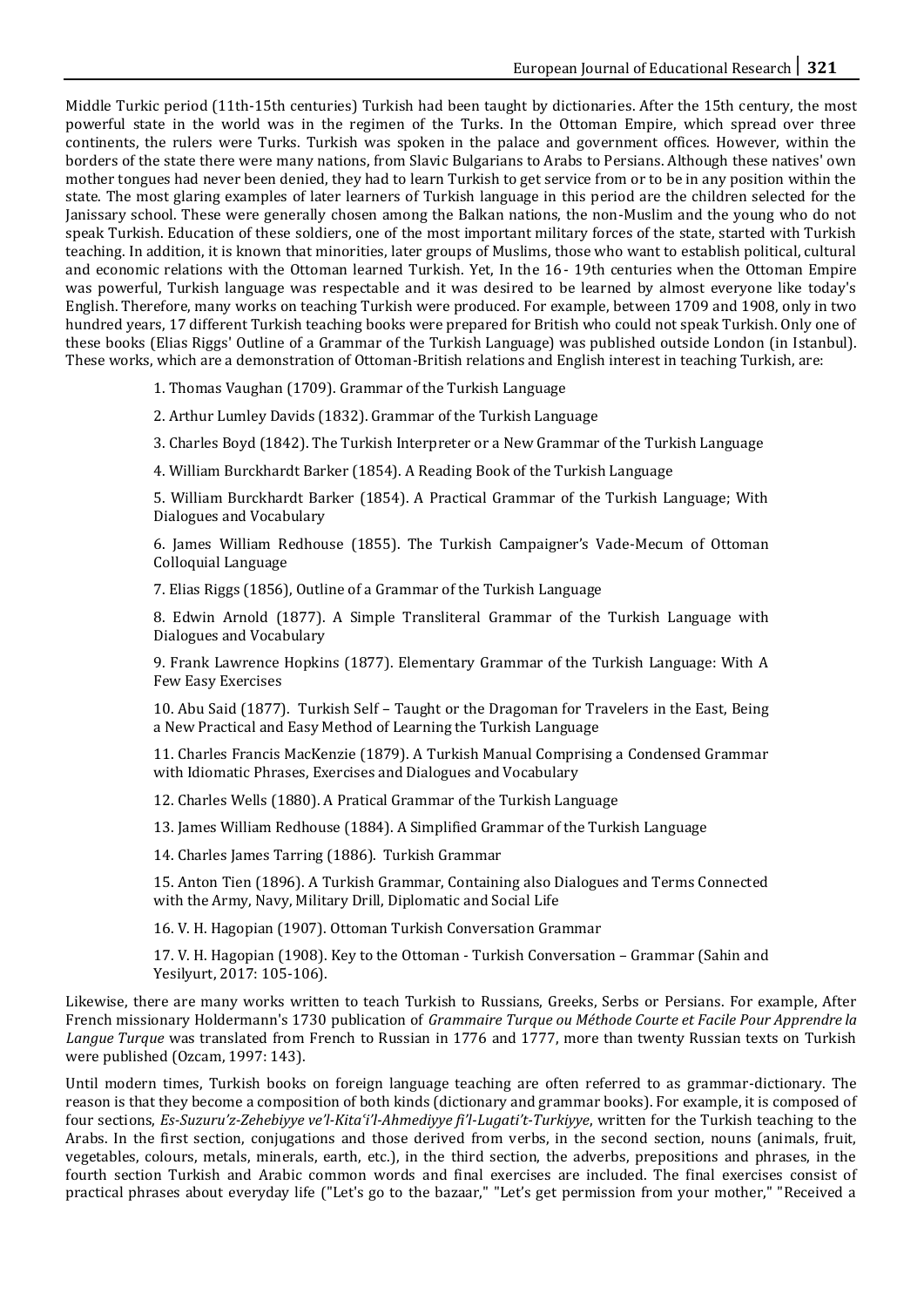Middle Turkic period (11th-15th centuries) Turkish had been taught by dictionaries. After the 15th century, the most powerful state in the world was in the regimen of the Turks. In the Ottoman Empire, which spread over three continents, the rulers were Turks. Turkish was spoken in the palace and government offices. However, within the borders of the state there were many nations, from Slavic Bulgarians to Arabs to Persians. Although these natives' own mother tongues had never been denied, they had to learn Turkish to get service from or to be in any position within the state. The most glaring examples of later learners of Turkish language in this period are the children selected for the Janissary school. These were generally chosen among the Balkan nations, the non-Muslim and the young who do not speak Turkish. Education of these soldiers, one of the most important military forces of the state, started with Turkish teaching. In addition, it is known that minorities, later groups of Muslims, those who want to establish political, cultural and economic relations with the Ottoman learned Turkish. Yet, In the 16 - 19th centuries when the Ottoman Empire was powerful, Turkish language was respectable and it was desired to be learned by almost everyone like today's English. Therefore, many works on teaching Turkish were produced. For example, between 1709 and 1908, only in two hundred years, 17 different Turkish teaching books were prepared for British who could not speak Turkish. Only one of these books (Elias Riggs' Outline of a Grammar of the Turkish Language) was published outside London (in Istanbul). These works, which are a demonstration of Ottoman-British relations and English interest in teaching Turkish, are:

1. Thomas Vaughan (1709). Grammar of the Turkish Language
2. Arthur Lumley Davids (1832). Grammar of the Turkish Language
3. Charles Boyd (1842). The Turkish Interpreter or a New Grammar of the Turkish Language
4. William Burckhardt Barker (1854). A Reading Book of the Turkish Language
5. William Burckhardt Barker (1854). A Practical Grammar of the Turkish Language; With Dialogues and Vocabulary
6. James William Redhouse (1855). The Turkish Campaigner's Vade-Mecum of Ottoman Colloquial Language
7. Elias Riggs (1856), Outline of a Grammar of the Turkish Language
8. Edwin Arnold (1877). A Simple Transliteral Grammar of the Turkish Language with Dialogues and Vocabulary
9. Frank Lawrence Hopkins (1877). Elementary Grammar of the Turkish Language: With A Few Easy Exercises
10. Abu Said (1877). Turkish Self – Taught or the Dragoman for Travelers in the East, Being a New Practical and Easy Method of Learning the Turkish Language
11. Charles Francis MacKenzie (1879). A Turkish Manual Comprising a Condensed Grammar with Idiomatic Phrases, Exercises and Dialogues and Vocabulary
12. Charles Wells (1880). A Pratical Grammar of the Turkish Language
13. James William Redhouse (1884). A Simplified Grammar of the Turkish Language
14. Charles James Tarring (1886). Turkish Grammar
15. Anton Tien (1896). A Turkish Grammar, Containing also Dialogues and Terms Connected with the Army, Navy, Military Drill, Diplomatic and Social Life
16. V. H. Hagopian (1907). Ottoman Turkish Conversation Grammar
17. V. H. Hagopian (1908). Key to the Ottoman - Turkish Conversation – Grammar (Sahin and Yesilyurt, 2017: 105-106).

Likewise, there are many works written to teach Turkish to Russians, Greeks, Serbs or Persians. For example, After French missionary Holdermann's 1730 publication of *Grammaire Turque ou Méthode Courte et Facile Pour Apprendre la Langue Turque* was translated from French to Russian in 1776 and 1777, more than twenty Russian texts on Turkish were published (Ozcam, 1997: 143).

Until modern times, Turkish books on foreign language teaching are often referred to as grammar-dictionary. The reason is that they become a composition of both kinds (dictionary and grammar books). For example, it is composed of four sections, *Es-Suzuru'z-Zehebiyye ve'l-Kita'i'l-Ahmediyye fi'l-Lugati't-Turkiyye*, written for the Turkish teaching to the Arabs. In the first section, conjugations and those derived from verbs, in the second section, nouns (animals, fruit, vegetables, colours, metals, minerals, earth, etc.), in the third section, the adverbs, prepositions and phrases, in the fourth section Turkish and Arabic common words and final exercises are included. The final exercises consist of practical phrases about everyday life ("Let's go to the bazaar," "Let's get permission from your mother," "Received a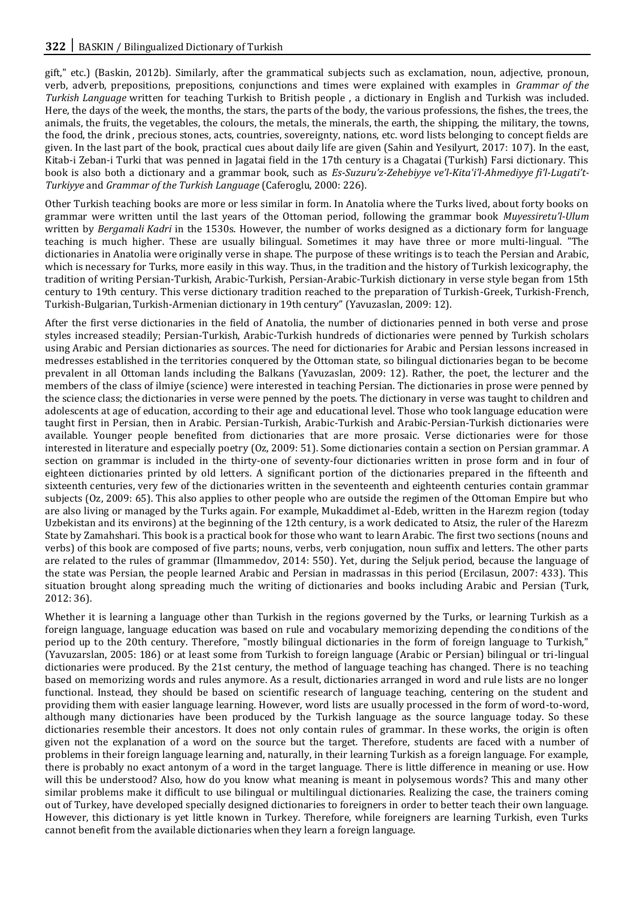gift," etc.) (Baskin, 2012b). Similarly, after the grammatical subjects such as exclamation, noun, adjective, pronoun, verb, adverb, prepositions, prepositions, conjunctions and times were explained with examples in *Grammar of the Turkish Language* written for teaching Turkish to British people , a dictionary in English and Turkish was included. Here, the days of the week, the months, the stars, the parts of the body, the various professions, the fishes, the trees, the animals, the fruits, the vegetables, the colours, the metals, the minerals, the earth, the shipping, the military, the towns, the food, the drink , precious stones, acts, countries, sovereignty, nations, etc. word lists belonging to concept fields are given. In the last part of the book, practical cues about daily life are given (Sahin and Yesilyurt, 2017: 107). In the east, Kitab-i Zeban-i Turki that was penned in Jagatai field in the 17th century is a Chagatai (Turkish) Farsi dictionary. This book is also both a dictionary and a grammar book, such as *Es-Suzuru'z-Zehebiyye ve'l-Kita'i'l-Ahmediyye fi'l-Lugati't-Turkiyye* and *Grammar of the Turkish Language* (Caferoglu, 2000: 226).

Other Turkish teaching books are more or less similar in form. In Anatolia where the Turks lived, about forty books on grammar were written until the last years of the Ottoman period, following the grammar book *Muyessiretu'l-Ulum* written by *Bergamali Kadri* in the 1530s. However, the number of works designed as a dictionary form for language teaching is much higher. These are usually bilingual. Sometimes it may have three or more multi-lingual. "The dictionaries in Anatolia were originally verse in shape. The purpose of these writings is to teach the Persian and Arabic, which is necessary for Turks, more easily in this way. Thus, in the tradition and the history of Turkish lexicography, the tradition of writing Persian-Turkish, Arabic-Turkish, Persian-Arabic-Turkish dictionary in verse style began from 15th century to 19th century. This verse dictionary tradition reached to the preparation of Turkish-Greek, Turkish-French, Turkish-Bulgarian, Turkish-Armenian dictionary in 19th century" (Yavuzaslan, 2009: 12).

After the first verse dictionaries in the field of Anatolia, the number of dictionaries penned in both verse and prose styles increased steadily; Persian-Turkish, Arabic-Turkish hundreds of dictionaries were penned by Turkish scholars using Arabic and Persian dictionaries as sources. The need for dictionaries for Arabic and Persian lessons increased in medresses established in the territories conquered by the Ottoman state, so bilingual dictionaries began to be become prevalent in all Ottoman lands including the Balkans (Yavuzaslan, 2009: 12). Rather, the poet, the lecturer and the members of the class of ilmiye (science) were interested in teaching Persian. The dictionaries in prose were penned by the science class; the dictionaries in verse were penned by the poets. The dictionary in verse was taught to children and adolescents at age of education, according to their age and educational level. Those who took language education were taught first in Persian, then in Arabic. Persian-Turkish, Arabic-Turkish and Arabic-Persian-Turkish dictionaries were available. Younger people benefited from dictionaries that are more prosaic. Verse dictionaries were for those interested in literature and especially poetry (Oz, 2009: 51). Some dictionaries contain a section on Persian grammar. A section on grammar is included in the thirty-one of seventy-four dictionaries written in prose form and in four of eighteen dictionaries printed by old letters. A significant portion of the dictionaries prepared in the fifteenth and sixteenth centuries, very few of the dictionaries written in the seventeenth and eighteenth centuries contain grammar subjects (Oz, 2009: 65). This also applies to other people who are outside the regimen of the Ottoman Empire but who are also living or managed by the Turks again. For example, Mukaddimet al-Edeb, written in the Harezm region (today Uzbekistan and its environs) at the beginning of the 12th century, is a work dedicated to Atsiz, the ruler of the Harezm State by Zamahshari. This book is a practical book for those who want to learn Arabic. The first two sections (nouns and verbs) of this book are composed of five parts; nouns, verbs, verb conjugation, noun suffix and letters. The other parts are related to the rules of grammar (Ilmammedov, 2014: 550). Yet, during the Seljuk period, because the language of the state was Persian, the people learned Arabic and Persian in madrassas in this period (Ercilasun, 2007: 433). This situation brought along spreading much the writing of dictionaries and books including Arabic and Persian (Turk, 2012: 36).

Whether it is learning a language other than Turkish in the regions governed by the Turks, or learning Turkish as a foreign language, language education was based on rule and vocabulary memorizing depending the conditions of the period up to the 20th century. Therefore, "mostly bilingual dictionaries in the form of foreign language to Turkish," (Yavuzarslan, 2005: 186) or at least some from Turkish to foreign language (Arabic or Persian) bilingual or tri-lingual dictionaries were produced. By the 21st century, the method of language teaching has changed. There is no teaching based on memorizing words and rules anymore. As a result, dictionaries arranged in word and rule lists are no longer functional. Instead, they should be based on scientific research of language teaching, centering on the student and providing them with easier language learning. However, word lists are usually processed in the form of word-to-word, although many dictionaries have been produced by the Turkish language as the source language today. So these dictionaries resemble their ancestors. It does not only contain rules of grammar. In these works, the origin is often given not the explanation of a word on the source but the target. Therefore, students are faced with a number of problems in their foreign language learning and, naturally, in their learning Turkish as a foreign language. For example, there is probably no exact antonym of a word in the target language. There is little difference in meaning or use. How will this be understood? Also, how do you know what meaning is meant in polysemous words? This and many other similar problems make it difficult to use bilingual or multilingual dictionaries. Realizing the case, the trainers coming out of Turkey, have developed specially designed dictionaries to foreigners in order to better teach their own language. However, this dictionary is yet little known in Turkey. Therefore, while foreigners are learning Turkish, even Turks cannot benefit from the available dictionaries when they learn a foreign language.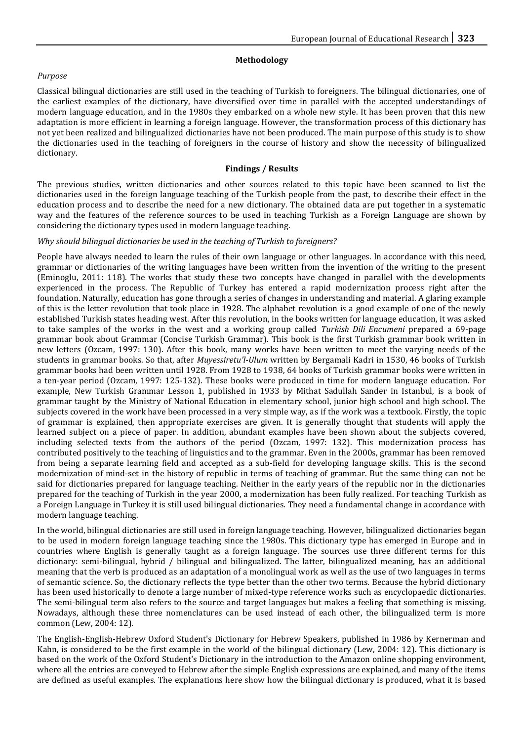## Methodology

*Purpose*

Classical bilingual dictionaries are still used in the teaching of Turkish to foreigners. The bilingual dictionaries, one of the earliest examples of the dictionary, have diversified over time in parallel with the accepted understandings of modern language education, and in the 1980s they embarked on a whole new style. It has been proven that this new adaptation is more efficient in learning a foreign language. However, the transformation process of this dictionary has not yet been realized and bilingualized dictionaries have not been produced. The main purpose of this study is to show the dictionaries used in the teaching of foreigners in the course of history and show the necessity of bilingualized dictionary.

## Findings / Results

The previous studies, written dictionaries and other sources related to this topic have been scanned to list the dictionaries used in the foreign language teaching of the Turkish people from the past, to describe their effect in the education process and to describe the need for a new dictionary. The obtained data are put together in a systematic way and the features of the reference sources to be used in teaching Turkish as a Foreign Language are shown by considering the dictionary types used in modern language teaching.

*Why should bilingual dictionaries be used in the teaching of Turkish to foreigners?*

People have always needed to learn the rules of their own language or other languages. In accordance with this need, grammar or dictionaries of the writing languages have been written from the invention of the writing to the present (Eminoglu, 2011: 118). The works that study these two concepts have changed in parallel with the developments experienced in the process. The Republic of Turkey has entered a rapid modernization process right after the foundation. Naturally, education has gone through a series of changes in understanding and material. A glaring example of this is the letter revolution that took place in 1928. The alphabet revolution is a good example of one of the newly established Turkish states heading west. After this revolution, in the books written for language education, it was asked to take samples of the works in the west and a working group called *Turkish Dili Encumeni* prepared a 69-page grammar book about Grammar (Concise Turkish Grammar). This book is the first Turkish grammar book written in new letters (Ozcam, 1997: 130). After this book, many works have been written to meet the varying needs of the students in grammar books. So that, after *Muyessiretu'l-Ulum* written by Bergamali Kadri in 1530, 46 books of Turkish grammar books had been written until 1928. From 1928 to 1938, 64 books of Turkish grammar books were written in a ten-year period (Ozcam, 1997: 125-132). These books were produced in time for modern language education. For example, New Turkish Grammar Lesson 1, published in 1933 by Mithat Sadullah Sander in Istanbul, is a book of grammar taught by the Ministry of National Education in elementary school, junior high school and high school. The subjects covered in the work have been processed in a very simple way, as if the work was a textbook. Firstly, the topic of grammar is explained, then appropriate exercises are given. It is generally thought that students will apply the learned subject on a piece of paper. In addition, abundant examples have been shown about the subjects covered, including selected texts from the authors of the period (Ozcam, 1997: 132). This modernization process has contributed positively to the teaching of linguistics and to the grammar. Even in the 2000s, grammar has been removed from being a separate learning field and accepted as a sub-field for developing language skills. This is the second modernization of mind-set in the history of republic in terms of teaching of grammar. But the same thing can not be said for dictionaries prepared for language teaching. Neither in the early years of the republic nor in the dictionaries prepared for the teaching of Turkish in the year 2000, a modernization has been fully realized. For teaching Turkish as a Foreign Language in Turkey it is still used bilingual dictionaries. They need a fundamental change in accordance with modern language teaching.

In the world, bilingual dictionaries are still used in foreign language teaching. However, bilingualized dictionaries began to be used in modern foreign language teaching since the 1980s. This dictionary type has emerged in Europe and in countries where English is generally taught as a foreign language. The sources use three different terms for this dictionary: semi-bilingual, hybrid / bilingual and bilingualized. The latter, bilingualized meaning, has an additional meaning that the verb is produced as an adaptation of a monolingual work as well as the use of two languages in terms of semantic science. So, the dictionary reflects the type better than the other two terms. Because the hybrid dictionary has been used historically to denote a large number of mixed-type reference works such as encyclopaedic dictionaries. The semi-bilingual term also refers to the source and target languages but makes a feeling that something is missing. Nowadays, although these three nomenclatures can be used instead of each other, the bilingualized term is more common (Lew, 2004: 12).

The English-English-Hebrew Oxford Student's Dictionary for Hebrew Speakers, published in 1986 by Kernerman and Kahn, is considered to be the first example in the world of the bilingual dictionary (Lew, 2004: 12). This dictionary is based on the work of the Oxford Student's Dictionary in the introduction to the Amazon online shopping environment, where all the entries are conveyed to Hebrew after the simple English expressions are explained, and many of the items are defined as useful examples. The explanations here show how the bilingual dictionary is produced, what it is based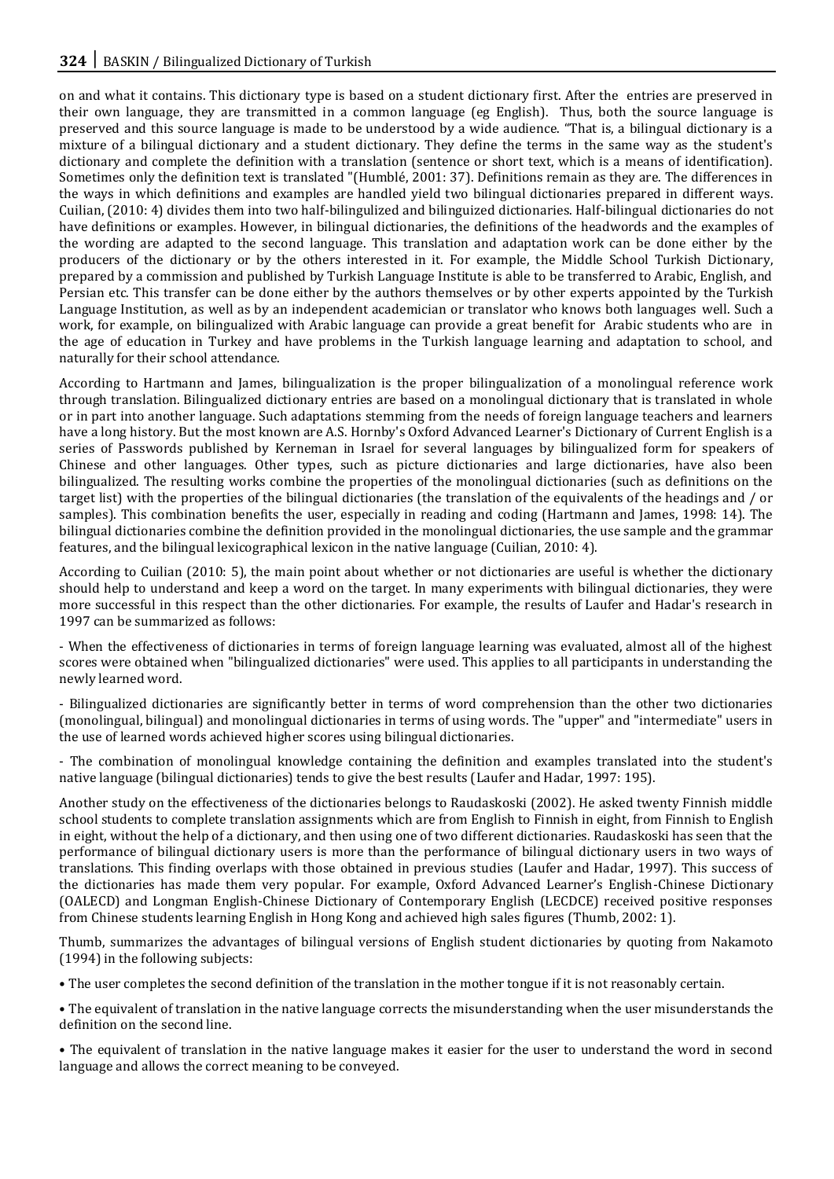on and what it contains. This dictionary type is based on a student dictionary first. After the entries are preserved in their own language, they are transmitted in a common language (eg English). Thus, both the source language is preserved and this source language is made to be understood by a wide audience. "That is, a bilingual dictionary is a mixture of a bilingual dictionary and a student dictionary. They define the terms in the same way as the student's dictionary and complete the definition with a translation (sentence or short text, which is a means of identification). Sometimes only the definition text is translated "(Humblé, 2001: 37). Definitions remain as they are. The differences in the ways in which definitions and examples are handled yield two bilingual dictionaries prepared in different ways. Cuilian, (2010: 4) divides them into two half-bilingulized and bilinguized dictionaries. Half-bilingual dictionaries do not have definitions or examples. However, in bilingual dictionaries, the definitions of the headwords and the examples of the wording are adapted to the second language. This translation and adaptation work can be done either by the producers of the dictionary or by the others interested in it. For example, the Middle School Turkish Dictionary, prepared by a commission and published by Turkish Language Institute is able to be transferred to Arabic, English, and Persian etc. This transfer can be done either by the authors themselves or by other experts appointed by the Turkish Language Institution, as well as by an independent academician or translator who knows both languages well. Such a work, for example, on bilingualized with Arabic language can provide a great benefit for Arabic students who are in the age of education in Turkey and have problems in the Turkish language learning and adaptation to school, and naturally for their school attendance.

According to Hartmann and James, bilingualization is the proper bilingualization of a monolingual reference work through translation. Bilingualized dictionary entries are based on a monolingual dictionary that is translated in whole or in part into another language. Such adaptations stemming from the needs of foreign language teachers and learners have a long history. But the most known are A.S. Hornby's Oxford Advanced Learner's Dictionary of Current English is a series of Passwords published by Kerneman in Israel for several languages by bilingualized form for speakers of Chinese and other languages. Other types, such as picture dictionaries and large dictionaries, have also been bilingualized. The resulting works combine the properties of the monolingual dictionaries (such as definitions on the target list) with the properties of the bilingual dictionaries (the translation of the equivalents of the headings and / or samples). This combination benefits the user, especially in reading and coding (Hartmann and James, 1998: 14). The bilingual dictionaries combine the definition provided in the monolingual dictionaries, the use sample and the grammar features, and the bilingual lexicographical lexicon in the native language (Cuilian, 2010: 4).

According to Cuilian (2010: 5), the main point about whether or not dictionaries are useful is whether the dictionary should help to understand and keep a word on the target. In many experiments with bilingual dictionaries, they were more successful in this respect than the other dictionaries. For example, the results of Laufer and Hadar's research in 1997 can be summarized as follows:

- When the effectiveness of dictionaries in terms of foreign language learning was evaluated, almost all of the highest scores were obtained when "bilingualized dictionaries" were used. This applies to all participants in understanding the newly learned word.

- Bilingualized dictionaries are significantly better in terms of word comprehension than the other two dictionaries (monolingual, bilingual) and monolingual dictionaries in terms of using words. The "upper" and "intermediate" users in the use of learned words achieved higher scores using bilingual dictionaries.

- The combination of monolingual knowledge containing the definition and examples translated into the student's native language (bilingual dictionaries) tends to give the best results (Laufer and Hadar, 1997: 195).

Another study on the effectiveness of the dictionaries belongs to Raudaskoski (2002). He asked twenty Finnish middle school students to complete translation assignments which are from English to Finnish in eight, from Finnish to English in eight, without the help of a dictionary, and then using one of two different dictionaries. Raudaskoski has seen that the performance of bilingual dictionary users is more than the performance of bilingual dictionary users in two ways of translations. This finding overlaps with those obtained in previous studies (Laufer and Hadar, 1997). This success of the dictionaries has made them very popular. For example, Oxford Advanced Learner's English-Chinese Dictionary (OALECD) and Longman English-Chinese Dictionary of Contemporary English (LECDCE) received positive responses from Chinese students learning English in Hong Kong and achieved high sales figures (Thumb, 2002: 1).

Thumb, summarizes the advantages of bilingual versions of English student dictionaries by quoting from Nakamoto (1994) in the following subjects:

- The user completes the second definition of the translation in the mother tongue if it is not reasonably certain.
- The equivalent of translation in the native language corrects the misunderstanding when the user misunderstands the definition on the second line.
- The equivalent of translation in the native language makes it easier for the user to understand the word in second language and allows the correct meaning to be conveyed.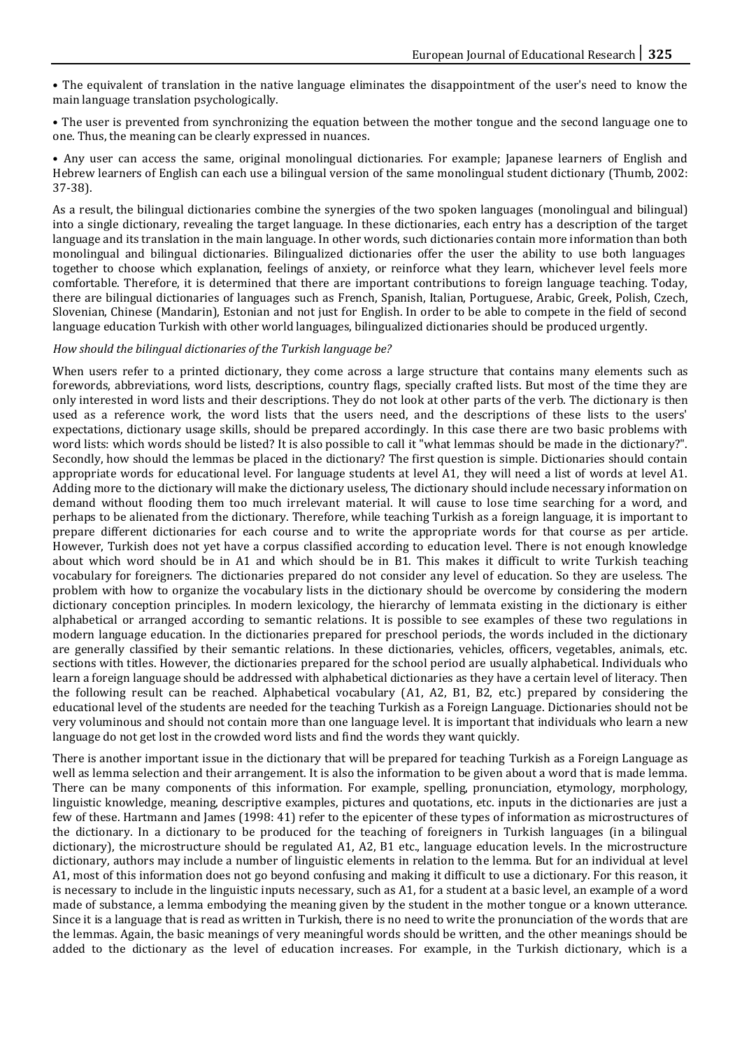• The equivalent of translation in the native language eliminates the disappointment of the user's need to know the main language translation psychologically.

• The user is prevented from synchronizing the equation between the mother tongue and the second language one to one. Thus, the meaning can be clearly expressed in nuances.

• Any user can access the same, original monolingual dictionaries. For example; Japanese learners of English and Hebrew learners of English can each use a bilingual version of the same monolingual student dictionary (Thumb, 2002: 37-38).

As a result, the bilingual dictionaries combine the synergies of the two spoken languages (monolingual and bilingual) into a single dictionary, revealing the target language. In these dictionaries, each entry has a description of the target language and its translation in the main language. In other words, such dictionaries contain more information than both monolingual and bilingual dictionaries. Bilingualized dictionaries offer the user the ability to use both languages together to choose which explanation, feelings of anxiety, or reinforce what they learn, whichever level feels more comfortable. Therefore, it is determined that there are important contributions to foreign language teaching. Today, there are bilingual dictionaries of languages such as French, Spanish, Italian, Portuguese, Arabic, Greek, Polish, Czech, Slovenian, Chinese (Mandarin), Estonian and not just for English. In order to be able to compete in the field of second language education Turkish with other world languages, bilingualized dictionaries should be produced urgently.

*How should the bilingual dictionaries of the Turkish language be?*

When users refer to a printed dictionary, they come across a large structure that contains many elements such as forewords, abbreviations, word lists, descriptions, country flags, specially crafted lists. But most of the time they are only interested in word lists and their descriptions. They do not look at other parts of the verb. The dictionary is then used as a reference work, the word lists that the users need, and the descriptions of these lists to the users' expectations, dictionary usage skills, should be prepared accordingly. In this case there are two basic problems with word lists: which words should be listed? It is also possible to call it "what lemmas should be made in the dictionary?". Secondly, how should the lemmas be placed in the dictionary? The first question is simple. Dictionaries should contain appropriate words for educational level. For language students at level A1, they will need a list of words at level A1. Adding more to the dictionary will make the dictionary useless, The dictionary should include necessary information on demand without flooding them too much irrelevant material. It will cause to lose time searching for a word, and perhaps to be alienated from the dictionary. Therefore, while teaching Turkish as a foreign language, it is important to prepare different dictionaries for each course and to write the appropriate words for that course as per article. However, Turkish does not yet have a corpus classified according to education level. There is not enough knowledge about which word should be in A1 and which should be in B1. This makes it difficult to write Turkish teaching vocabulary for foreigners. The dictionaries prepared do not consider any level of education. So they are useless. The problem with how to organize the vocabulary lists in the dictionary should be overcome by considering the modern dictionary conception principles. In modern lexicology, the hierarchy of lemmata existing in the dictionary is either alphabetical or arranged according to semantic relations. It is possible to see examples of these two regulations in modern language education. In the dictionaries prepared for preschool periods, the words included in the dictionary are generally classified by their semantic relations. In these dictionaries, vehicles, officers, vegetables, animals, etc. sections with titles. However, the dictionaries prepared for the school period are usually alphabetical. Individuals who learn a foreign language should be addressed with alphabetical dictionaries as they have a certain level of literacy. Then the following result can be reached. Alphabetical vocabulary (A1, A2, B1, B2, etc.) prepared by considering the educational level of the students are needed for the teaching Turkish as a Foreign Language. Dictionaries should not be very voluminous and should not contain more than one language level. It is important that individuals who learn a new language do not get lost in the crowded word lists and find the words they want quickly.

There is another important issue in the dictionary that will be prepared for teaching Turkish as a Foreign Language as well as lemma selection and their arrangement. It is also the information to be given about a word that is made lemma. There can be many components of this information. For example, spelling, pronunciation, etymology, morphology, linguistic knowledge, meaning, descriptive examples, pictures and quotations, etc. inputs in the dictionaries are just a few of these. Hartmann and James (1998: 41) refer to the epicenter of these types of information as microstructures of the dictionary. In a dictionary to be produced for the teaching of foreigners in Turkish languages (in a bilingual dictionary), the microstructure should be regulated A1, A2, B1 etc., language education levels. In the microstructure dictionary, authors may include a number of linguistic elements in relation to the lemma. But for an individual at level A1, most of this information does not go beyond confusing and making it difficult to use a dictionary. For this reason, it is necessary to include in the linguistic inputs necessary, such as A1, for a student at a basic level, an example of a word made of substance, a lemma embodying the meaning given by the student in the mother tongue or a known utterance. Since it is a language that is read as written in Turkish, there is no need to write the pronunciation of the words that are the lemmas. Again, the basic meanings of very meaningful words should be written, and the other meanings should be added to the dictionary as the level of education increases. For example, in the Turkish dictionary, which is a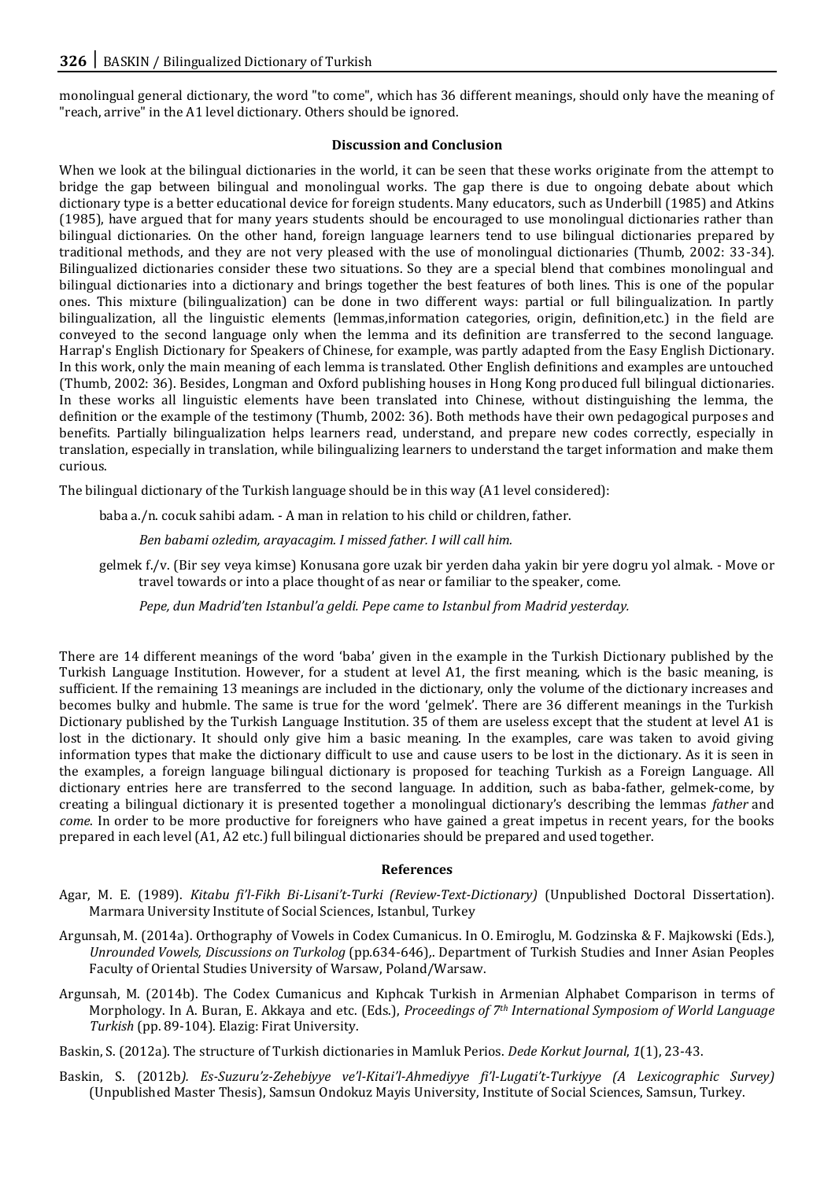monolingual general dictionary, the word "to come", which has 36 different meanings, should only have the meaning of "reach, arrive" in the A1 level dictionary. Others should be ignored.

### Discussion and Conclusion

When we look at the bilingual dictionaries in the world, it can be seen that these works originate from the attempt to bridge the gap between bilingual and monolingual works. The gap there is due to ongoing debate about which dictionary type is a better educational device for foreign students. Many educators, such as Underbill (1985) and Atkins (1985), have argued that for many years students should be encouraged to use monolingual dictionaries rather than bilingual dictionaries. On the other hand, foreign language learners tend to use bilingual dictionaries prepared by traditional methods, and they are not very pleased with the use of monolingual dictionaries (Thumb, 2002: 33-34). Bilingualized dictionaries consider these two situations. So they are a special blend that combines monolingual and bilingual dictionaries into a dictionary and brings together the best features of both lines. This is one of the popular ones. This mixture (bilingualization) can be done in two different ways: partial or full bilingualization. In partly bilingualization, all the linguistic elements (lemmas,information categories, origin, definition,etc.) in the field are conveyed to the second language only when the lemma and its definition are transferred to the second language. Harrap's English Dictionary for Speakers of Chinese, for example, was partly adapted from the Easy English Dictionary. In this work, only the main meaning of each lemma is translated. Other English definitions and examples are untouched (Thumb, 2002: 36). Besides, Longman and Oxford publishing houses in Hong Kong produced full bilingual dictionaries. In these works all linguistic elements have been translated into Chinese, without distinguishing the lemma, the definition or the example of the testimony (Thumb, 2002: 36). Both methods have their own pedagogical purposes and benefits. Partially bilingualization helps learners read, understand, and prepare new codes correctly, especially in translation, especially in translation, while bilingualizing learners to understand the target information and make them curious.

The bilingual dictionary of the Turkish language should be in this way (A1 level considered):

baba a./n. cocuk sahibi adam. - A man in relation to his child or children, father.

*Ben babami ozledim, arayacagim. I missed father. I will call him.*

gelmek f./v. (Bir sey veya kimse) Konusana gore uzak bir yerden daha yakin bir yere dogru yol almak. - Move or travel towards or into a place thought of as near or familiar to the speaker, come.

*Pepe, dun Madrid'ten Istanbul'a geldi. Pepe came to Istanbul from Madrid yesterday.*

There are 14 different meanings of the word 'baba' given in the example in the Turkish Dictionary published by the Turkish Language Institution. However, for a student at level A1, the first meaning, which is the basic meaning, is sufficient. If the remaining 13 meanings are included in the dictionary, only the volume of the dictionary increases and becomes bulky and hubmle. The same is true for the word 'gelmek'. There are 36 different meanings in the Turkish Dictionary published by the Turkish Language Institution. 35 of them are useless except that the student at level A1 is lost in the dictionary. It should only give him a basic meaning. In the examples, care was taken to avoid giving information types that make the dictionary difficult to use and cause users to be lost in the dictionary. As it is seen in the examples, a foreign language bilingual dictionary is proposed for teaching Turkish as a Foreign Language. All dictionary entries here are transferred to the second language. In addition, such as baba-father, gelmek-come, by creating a bilingual dictionary it is presented together a monolingual dictionary's describing the lemmas *father* and *come*. In order to be more productive for foreigners who have gained a great impetus in recent years, for the books prepared in each level (A1, A2 etc.) full bilingual dictionaries should be prepared and used together.

### References

Agar, M. E. (1989). *Kitabu fi'l-Fikh Bi-Lisani't-Turki (Review-Text-Dictionary)* (Unpublished Doctoral Dissertation). Marmara University Institute of Social Sciences, Istanbul, Turkey

Argunsah, M. (2014a). Orthography of Vowels in Codex Cumanicus. In O. Emiroglu, M. Godzinska & F. Majkowski (Eds.), *Unrounded Vowels, Discussions on Turkolog* (pp.634-646),. Department of Turkish Studies and Inner Asian Peoples Faculty of Oriental Studies University of Warsaw, Poland/Warsaw.

Argunsah, M. (2014b). The Codex Cumanicus and Kıphcak Turkish in Armenian Alphabet Comparison in terms of Morphology. In A. Buran, E. Akkaya and etc. (Eds.), *Proceedings of 7th International Symposiom of World Language Turkish* (pp. 89-104). Elazig: Firat University.

Baskin, S. (2012a). The structure of Turkish dictionaries in Mamluk Perios. *Dede Korkut Journal*, *1*(1), 23-43.

Baskin, S. (2012b). *Es-Suzuru'z-Zehebiyye ve'l-Kitai'l-Ahmediyye fi'l-Lugati't-Turkiyye (A Lexicographic Survey)* (Unpublished Master Thesis), Samsun Ondokuz Mayis University, Institute of Social Sciences, Samsun, Turkey.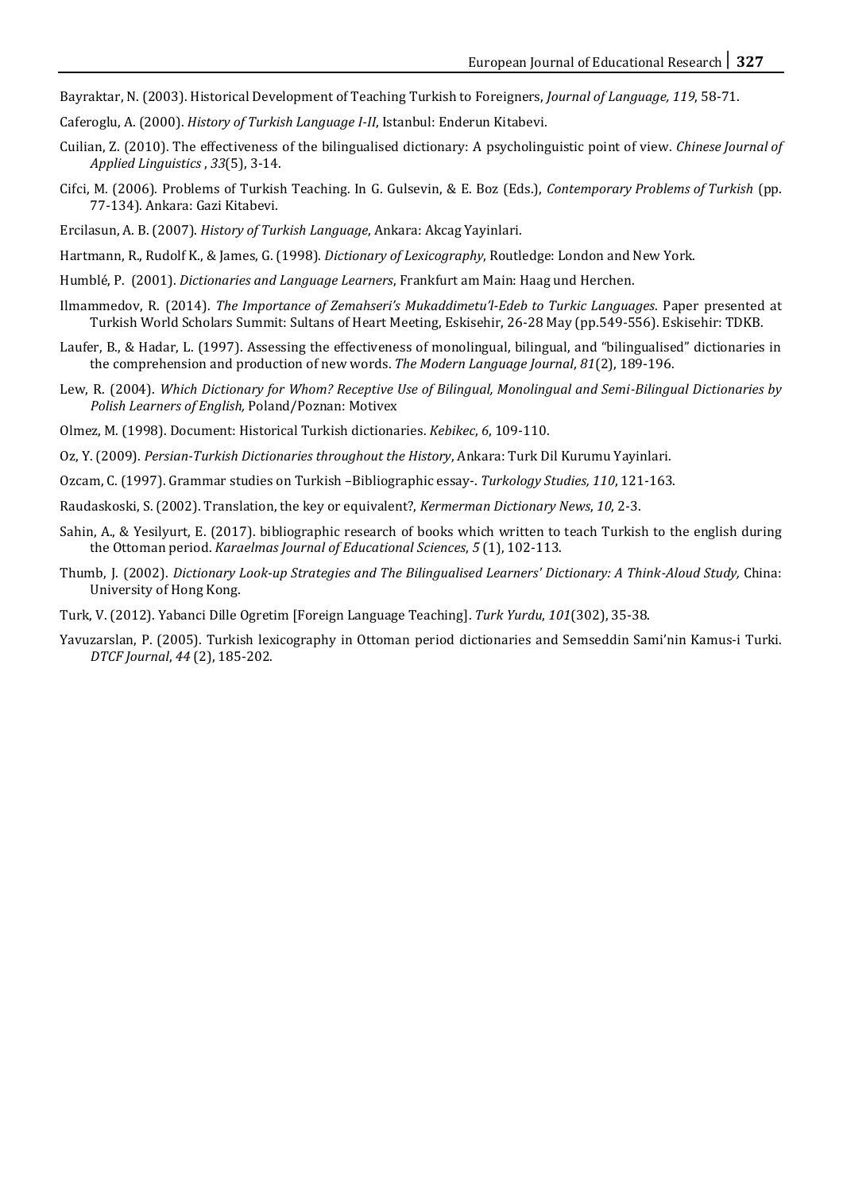Bayraktar, N. (2003). Historical Development of Teaching Turkish to Foreigners, *Journal of Language, 119*, 58-71.

Caferoglu, A. (2000). *History of Turkish Language I-II*, Istanbul: Enderun Kitabevi.

Cuilian, Z. (2010). The effectiveness of the bilingualised dictionary: A psycholinguistic point of view. *Chinese Journal of Applied Linguistics* , *33*(5), 3-14.

Cifci, M. (2006). Problems of Turkish Teaching. In G. Gulsevin, & E. Boz (Eds.), *Contemporary Problems of Turkish* (pp. 77-134). Ankara: Gazi Kitabevi.

Ercilasun, A. B. (2007). *History of Turkish Language*, Ankara: Akcag Yayinlari.

Hartmann, R., Rudolf K., & James, G. (1998). *Dictionary of Lexicography*, Routledge: London and New York.

Humblé, P. (2001). *Dictionaries and Language Learners*, Frankfurt am Main: Haag und Herchen.

Ilmammedov, R. (2014). *The Importance of Zemahseri's Mukaddimetu'l-Edeb to Turkic Languages*. Paper presented at Turkish World Scholars Summit: Sultans of Heart Meeting, Eskisehir, 26-28 May (pp.549-556). Eskisehir: TDKB.

Laufer, B., & Hadar, L. (1997). Assessing the effectiveness of monolingual, bilingual, and "bilingualised" dictionaries in the comprehension and production of new words. *The Modern Language Journal*, *81*(2), 189-196.

Lew, R. (2004). *Which Dictionary for Whom? Receptive Use of Bilingual, Monolingual and Semi-Bilingual Dictionaries by Polish Learners of English,* Poland/Poznan: Motivex

Olmez, M. (1998). Document: Historical Turkish dictionaries. *Kebikec*, *6*, 109-110.

Oz, Y. (2009). *Persian-Turkish Dictionaries throughout the History*, Ankara: Turk Dil Kurumu Yayinlari.

Ozcam, C. (1997). Grammar studies on Turkish –Bibliographic essay-. *Turkology Studies, 110*, 121-163.

Raudaskoski, S. (2002). Translation, the key or equivalent?, *Kermerman Dictionary News*, *10*, 2-3.

Sahin, A., & Yesilyurt, E. (2017). bibliographic research of books which written to teach Turkish to the english during the Ottoman period. *Karaelmas Journal of Educational Sciences*, *5* (1), 102-113.

Thumb, J. (2002). *Dictionary Look-up Strategies and The Bilingualised Learners' Dictionary: A Think-Aloud Study,* China: University of Hong Kong.

Turk, V. (2012). Yabanci Dille Ogretim [Foreign Language Teaching]. *Turk Yurdu*, *101*(302), 35-38.

Yavuzarslan, P. (2005). Turkish lexicography in Ottoman period dictionaries and Semseddin Sami'nin Kamus-i Turki. *DTCF Journal*, *44* (2), 185-202.